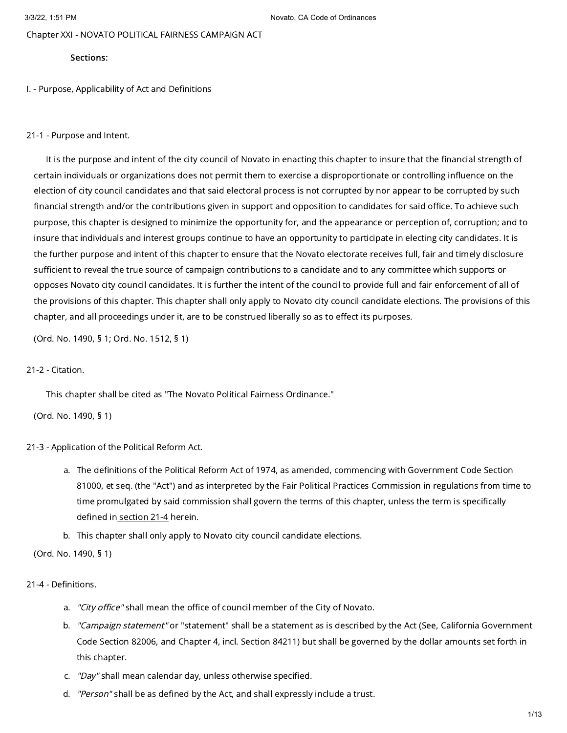# Chapter XXI - NOVATO POLITICAL FAIRNESS CAMPAIGN ACT

**Sections:**

## I. - Purpose, Applicability of Act and Definitions

### 21-1 - Purpose and Intent.

It is the purpose and intent of the city council of Novato in enacting this chapter to insure that the financial strength of certain individuals or organizations does not permit them to exercise a disproportionate or controlling influence on the election of city council candidates and that said electoral process is not corrupted by nor appear to be corrupted by such financial strength and/or the contributions given in support and opposition to candidates for said office. To achieve such purpose, this chapter is designed to minimize the opportunity for, and the appearance or perception of, corruption; and to insure that individuals and interest groups continue to have an opportunity to participate in electing city candidates. It is the further purpose and intent of this chapter to ensure that the Novato electorate receives full, fair and timely disclosure sufficient to reveal the true source of campaign contributions to a candidate and to any committee which supports or opposes Novato city council candidates. It is further the intent of the council to provide full and fair enforcement of all of the provisions of this chapter. This chapter shall only apply to Novato city council candidate elections. The provisions of this chapter, and all proceedings under it, are to be construed liberally so as to effect its purposes.

(Ord. No. 1490, § 1; Ord. No. 1512, § 1)

### 21-2 - Citation.

This chapter shall be cited as "The Novato Political Fairness Ordinance."

(Ord. No. 1490, § 1)

### 21-3 - Application of the Political Reform Act.

a. The definitions of the Political Reform Act of 1974, as amended, commencing with Government Code Section 81000, et seq. (the "Act") and as interpreted by the Fair Political Practices Commission in regulations from time to time promulgated by said commission shall govern the terms of this chapter, unless the term is specifically defined in section 21-4 herein.

b. This chapter shall only apply to Novato city council candidate elections.

(Ord. No. 1490, § 1)

### 21-4 - Definitions.

a. *"City office"* shall mean the office of council member of the City of Novato.

b. *"Campaign statement"* or "statement" shall be a statement as is described by the Act (See, California Government Code Section 82006, and Chapter 4, incl. Section 84211) but shall be governed by the dollar amounts set forth in this chapter.

c. *"Day"* shall mean calendar day, unless otherwise specified.

d. *"Person"* shall be as defined by the Act, and shall expressly include a trust.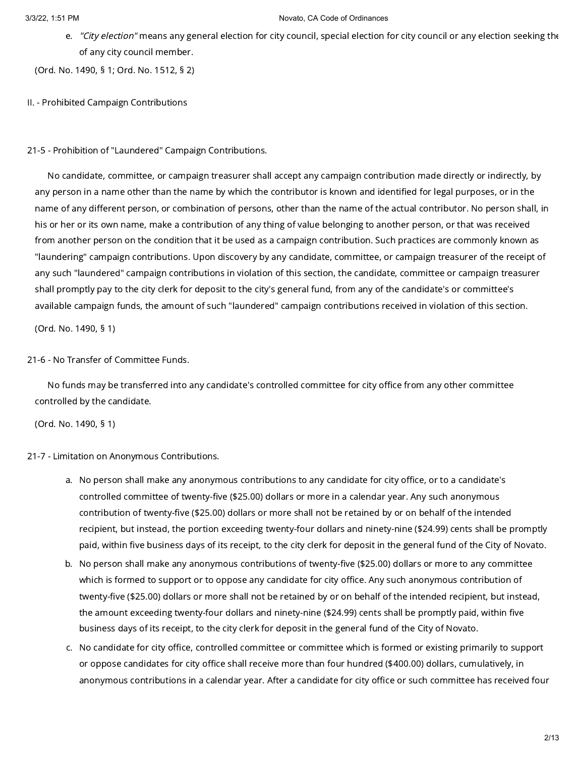e. *"City election"* means any general election for city council, special election for city council or any election seeking the of any city council member.

(Ord. No. 1490, § 1; Ord. No. 1512, § 2)

## II. - Prohibited Campaign Contributions

### 21-5 - Prohibition of "Laundered" Campaign Contributions.

No candidate, committee, or campaign treasurer shall accept any campaign contribution made directly or indirectly, by any person in a name other than the name by which the contributor is known and identified for legal purposes, or in the name of any different person, or combination of persons, other than the name of the actual contributor. No person shall, in his or her or its own name, make a contribution of any thing of value belonging to another person, or that was received from another person on the condition that it be used as a campaign contribution. Such practices are commonly known as "laundering" campaign contributions. Upon discovery by any candidate, committee, or campaign treasurer of the receipt of any such "laundered" campaign contributions in violation of this section, the candidate, committee or campaign treasurer shall promptly pay to the city clerk for deposit to the city's general fund, from any of the candidate's or committee's available campaign funds, the amount of such "laundered" campaign contributions received in violation of this section.

(Ord. No. 1490, § 1)

### 21-6 - No Transfer of Committee Funds.

No funds may be transferred into any candidate's controlled committee for city office from any other committee controlled by the candidate.

(Ord. No. 1490, § 1)

### 21-7 - Limitation on Anonymous Contributions.

a. No person shall make any anonymous contributions to any candidate for city office, or to a candidate's controlled committee of twenty-five ($25.00) dollars or more in a calendar year. Any such anonymous contribution of twenty-five ($25.00) dollars or more shall not be retained by or on behalf of the intended recipient, but instead, the portion exceeding twenty-four dollars and ninety-nine ($24.99) cents shall be promptly paid, within five business days of its receipt, to the city clerk for deposit in the general fund of the City of Novato.

b. No person shall make any anonymous contributions of twenty-five ($25.00) dollars or more to any committee which is formed to support or to oppose any candidate for city office. Any such anonymous contribution of twenty-five ($25.00) dollars or more shall not be retained by or on behalf of the intended recipient, but instead, the amount exceeding twenty-four dollars and ninety-nine ($24.99) cents shall be promptly paid, within five business days of its receipt, to the city clerk for deposit in the general fund of the City of Novato.

c. No candidate for city office, controlled committee or committee which is formed or existing primarily to support or oppose candidates for city office shall receive more than four hundred ($400.00) dollars, cumulatively, in anonymous contributions in a calendar year. After a candidate for city office or such committee has received four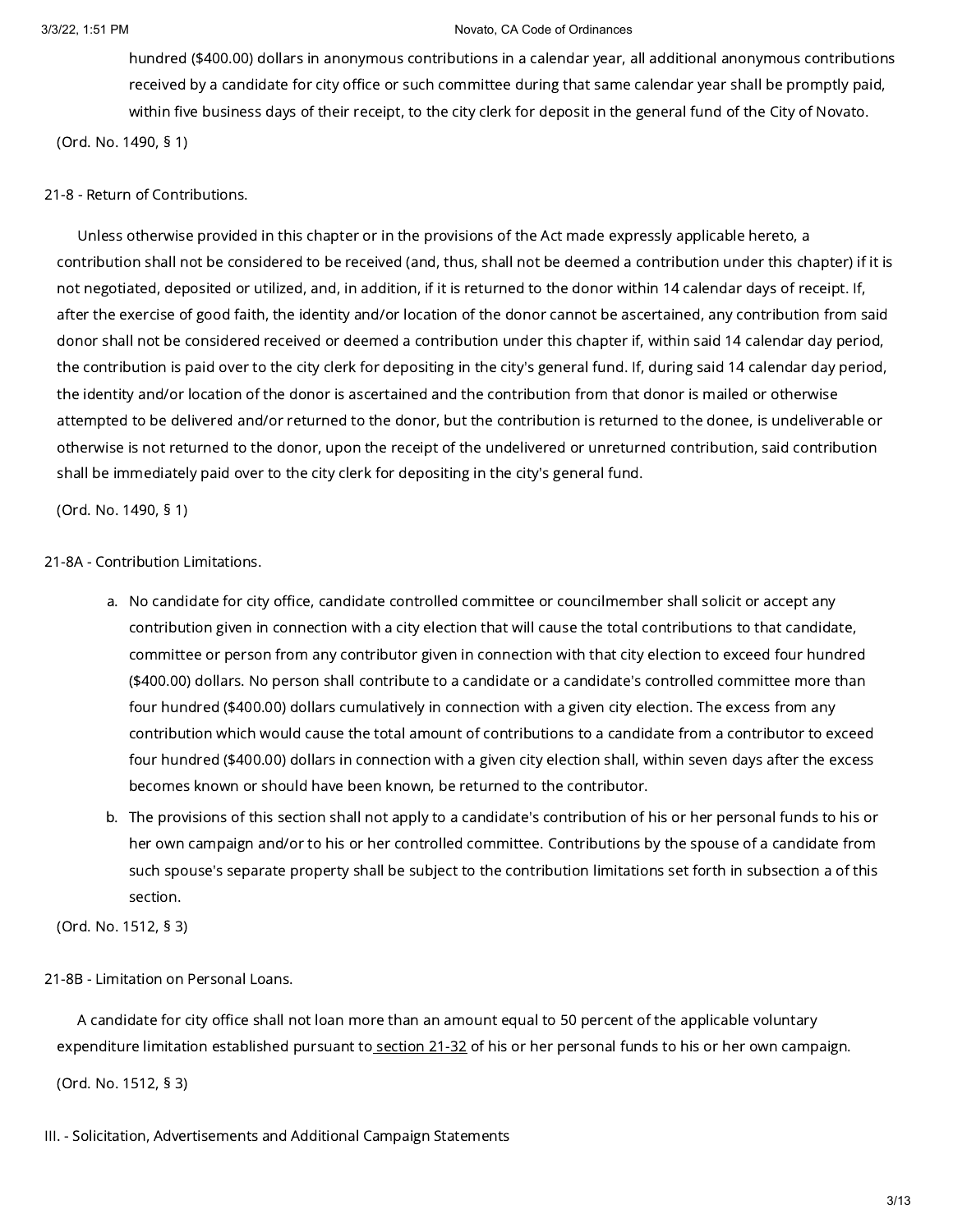hundred ($400.00) dollars in anonymous contributions in a calendar year, all additional anonymous contributions received by a candidate for city office or such committee during that same calendar year shall be promptly paid, within five business days of their receipt, to the city clerk for deposit in the general fund of the City of Novato.

(Ord. No. 1490, § 1)

21-8 - Return of Contributions.

Unless otherwise provided in this chapter or in the provisions of the Act made expressly applicable hereto, a contribution shall not be considered to be received (and, thus, shall not be deemed a contribution under this chapter) if it is not negotiated, deposited or utilized, and, in addition, if it is returned to the donor within 14 calendar days of receipt. If, after the exercise of good faith, the identity and/or location of the donor cannot be ascertained, any contribution from said donor shall not be considered received or deemed a contribution under this chapter if, within said 14 calendar day period, the contribution is paid over to the city clerk for depositing in the city's general fund. If, during said 14 calendar day period, the identity and/or location of the donor is ascertained and the contribution from that donor is mailed or otherwise attempted to be delivered and/or returned to the donor, but the contribution is returned to the donee, is undeliverable or otherwise is not returned to the donor, upon the receipt of the undelivered or unreturned contribution, said contribution shall be immediately paid over to the city clerk for depositing in the city's general fund.

(Ord. No. 1490, § 1)

21-8A - Contribution Limitations.

a. No candidate for city office, candidate controlled committee or councilmember shall solicit or accept any contribution given in connection with a city election that will cause the total contributions to that candidate, committee or person from any contributor given in connection with that city election to exceed four hundred ($400.00) dollars. No person shall contribute to a candidate or a candidate's controlled committee more than four hundred ($400.00) dollars cumulatively in connection with a given city election. The excess from any contribution which would cause the total amount of contributions to a candidate from a contributor to exceed four hundred ($400.00) dollars in connection with a given city election shall, within seven days after the excess becomes known or should have been known, be returned to the contributor.
b. The provisions of this section shall not apply to a candidate's contribution of his or her personal funds to his or her own campaign and/or to his or her controlled committee. Contributions by the spouse of a candidate from such spouse's separate property shall be subject to the contribution limitations set forth in subsection a of this section.

(Ord. No. 1512, § 3)

21-8B - Limitation on Personal Loans.

A candidate for city office shall not loan more than an amount equal to 50 percent of the applicable voluntary expenditure limitation established pursuant to section 21-32 of his or her personal funds to his or her own campaign.

(Ord. No. 1512, § 3)

III. - Solicitation, Advertisements and Additional Campaign Statements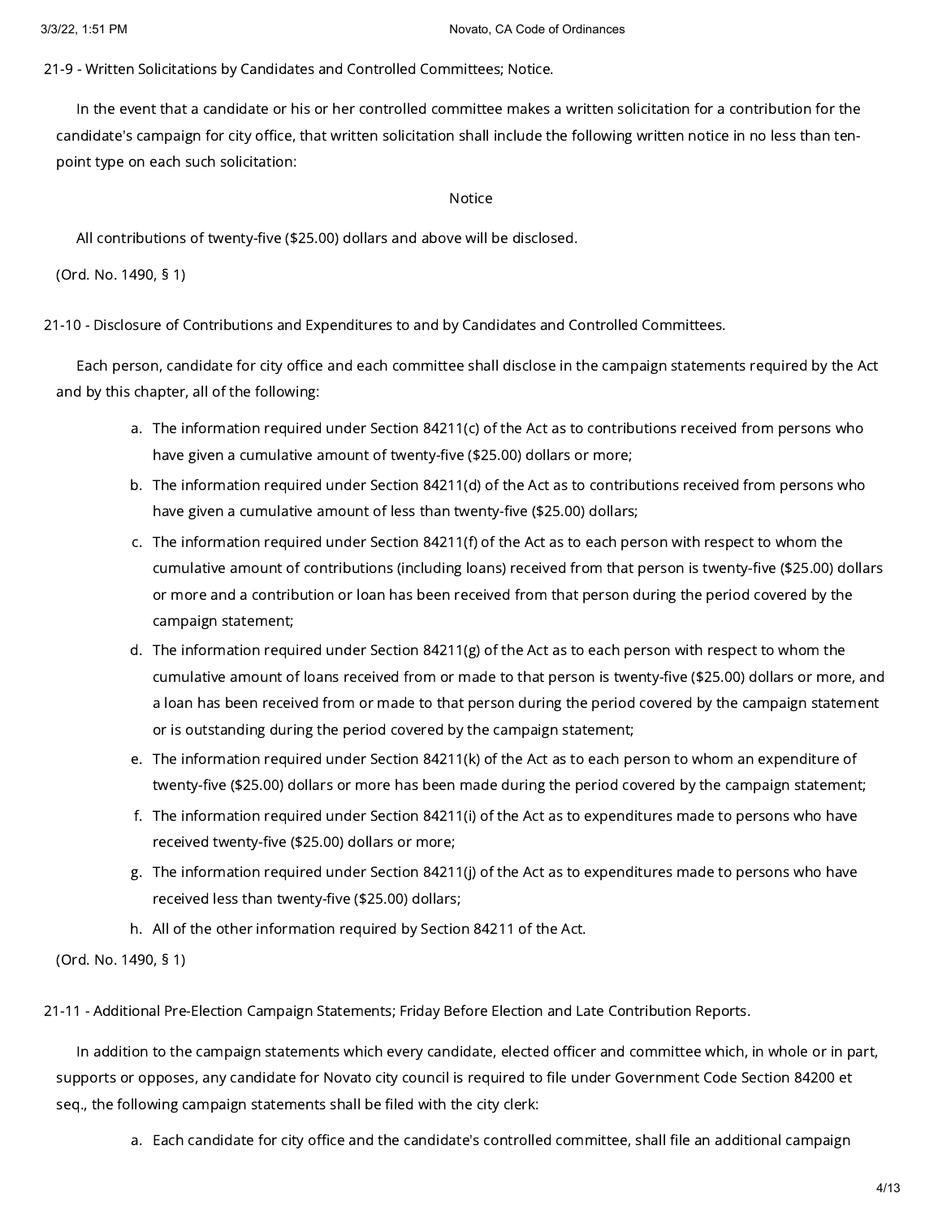### 21-9 - Written Solicitations by Candidates and Controlled Committees; Notice.

In the event that a candidate or his or her controlled committee makes a written solicitation for a contribution for the candidate's campaign for city office, that written solicitation shall include the following written notice in no less than ten-point type on each such solicitation:

Notice

All contributions of twenty-five ($25.00) dollars and above will be disclosed.

(Ord. No. 1490, § 1)

### 21-10 - Disclosure of Contributions and Expenditures to and by Candidates and Controlled Committees.

Each person, candidate for city office and each committee shall disclose in the campaign statements required by the Act and by this chapter, all of the following:

a. The information required under Section 84211(c) of the Act as to contributions received from persons who have given a cumulative amount of twenty-five ($25.00) dollars or more;
b. The information required under Section 84211(d) of the Act as to contributions received from persons who have given a cumulative amount of less than twenty-five ($25.00) dollars;
c. The information required under Section 84211(f) of the Act as to each person with respect to whom the cumulative amount of contributions (including loans) received from that person is twenty-five ($25.00) dollars or more and a contribution or loan has been received from that person during the period covered by the campaign statement;
d. The information required under Section 84211(g) of the Act as to each person with respect to whom the cumulative amount of loans received from or made to that person is twenty-five ($25.00) dollars or more, and a loan has been received from or made to that person during the period covered by the campaign statement or is outstanding during the period covered by the campaign statement;
e. The information required under Section 84211(k) of the Act as to each person to whom an expenditure of twenty-five ($25.00) dollars or more has been made during the period covered by the campaign statement;
f. The information required under Section 84211(i) of the Act as to expenditures made to persons who have received twenty-five ($25.00) dollars or more;
g. The information required under Section 84211(j) of the Act as to expenditures made to persons who have received less than twenty-five ($25.00) dollars;
h. All of the other information required by Section 84211 of the Act.

(Ord. No. 1490, § 1)

### 21-11 - Additional Pre-Election Campaign Statements; Friday Before Election and Late Contribution Reports.

In addition to the campaign statements which every candidate, elected officer and committee which, in whole or in part, supports or opposes, any candidate for Novato city council is required to file under Government Code Section 84200 et seq., the following campaign statements shall be filed with the city clerk:

a. Each candidate for city office and the candidate's controlled committee, shall file an additional campaign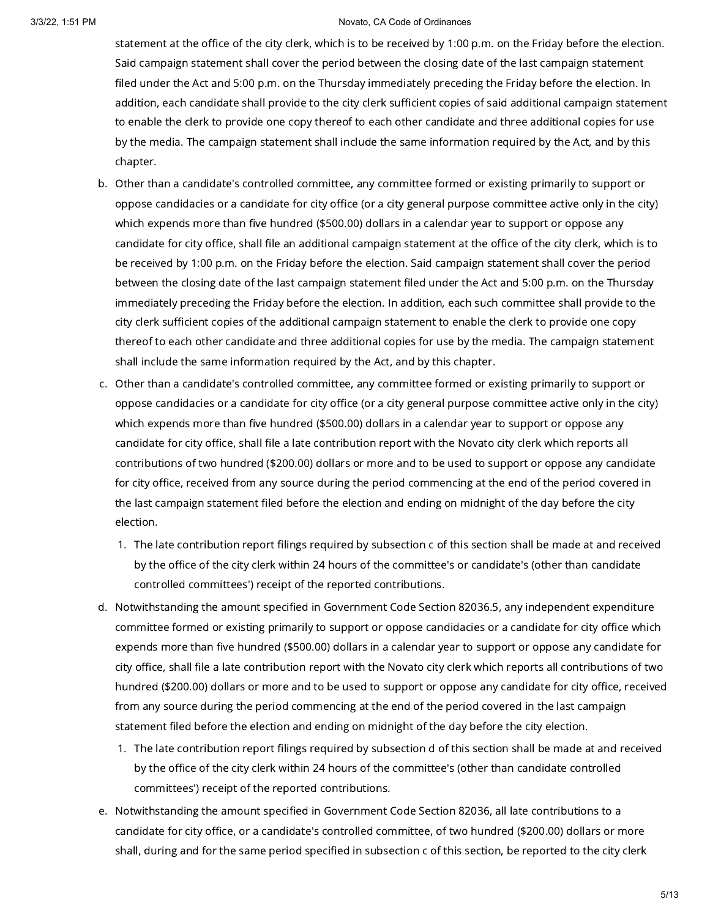statement at the office of the city clerk, which is to be received by 1:00 p.m. on the Friday before the election. Said campaign statement shall cover the period between the closing date of the last campaign statement filed under the Act and 5:00 p.m. on the Thursday immediately preceding the Friday before the election. In addition, each candidate shall provide to the city clerk sufficient copies of said additional campaign statement to enable the clerk to provide one copy thereof to each other candidate and three additional copies for use by the media. The campaign statement shall include the same information required by the Act, and by this chapter.

b. Other than a candidate's controlled committee, any committee formed or existing primarily to support or oppose candidacies or a candidate for city office (or a city general purpose committee active only in the city) which expends more than five hundred ($500.00) dollars in a calendar year to support or oppose any candidate for city office, shall file an additional campaign statement at the office of the city clerk, which is to be received by 1:00 p.m. on the Friday before the election. Said campaign statement shall cover the period between the closing date of the last campaign statement filed under the Act and 5:00 p.m. on the Thursday immediately preceding the Friday before the election. In addition, each such committee shall provide to the city clerk sufficient copies of the additional campaign statement to enable the clerk to provide one copy thereof to each other candidate and three additional copies for use by the media. The campaign statement shall include the same information required by the Act, and by this chapter.

c. Other than a candidate's controlled committee, any committee formed or existing primarily to support or oppose candidacies or a candidate for city office (or a city general purpose committee active only in the city) which expends more than five hundred ($500.00) dollars in a calendar year to support or oppose any candidate for city office, shall file a late contribution report with the Novato city clerk which reports all contributions of two hundred ($200.00) dollars or more and to be used to support or oppose any candidate for city office, received from any source during the period commencing at the end of the period covered in the last campaign statement filed before the election and ending on midnight of the day before the city election.

   1. The late contribution report filings required by subsection c of this section shall be made at and received by the office of the city clerk within 24 hours of the committee's or candidate's (other than candidate controlled committees') receipt of the reported contributions.

d. Notwithstanding the amount specified in Government Code Section 82036.5, any independent expenditure committee formed or existing primarily to support or oppose candidacies or a candidate for city office which expends more than five hundred ($500.00) dollars in a calendar year to support or oppose any candidate for city office, shall file a late contribution report with the Novato city clerk which reports all contributions of two hundred ($200.00) dollars or more and to be used to support or oppose any candidate for city office, received from any source during the period commencing at the end of the period covered in the last campaign statement filed before the election and ending on midnight of the day before the city election.

   1. The late contribution report filings required by subsection d of this section shall be made at and received by the office of the city clerk within 24 hours of the committee's (other than candidate controlled committees') receipt of the reported contributions.

e. Notwithstanding the amount specified in Government Code Section 82036, all late contributions to a candidate for city office, or a candidate's controlled committee, of two hundred ($200.00) dollars or more shall, during and for the same period specified in subsection c of this section, be reported to the city clerk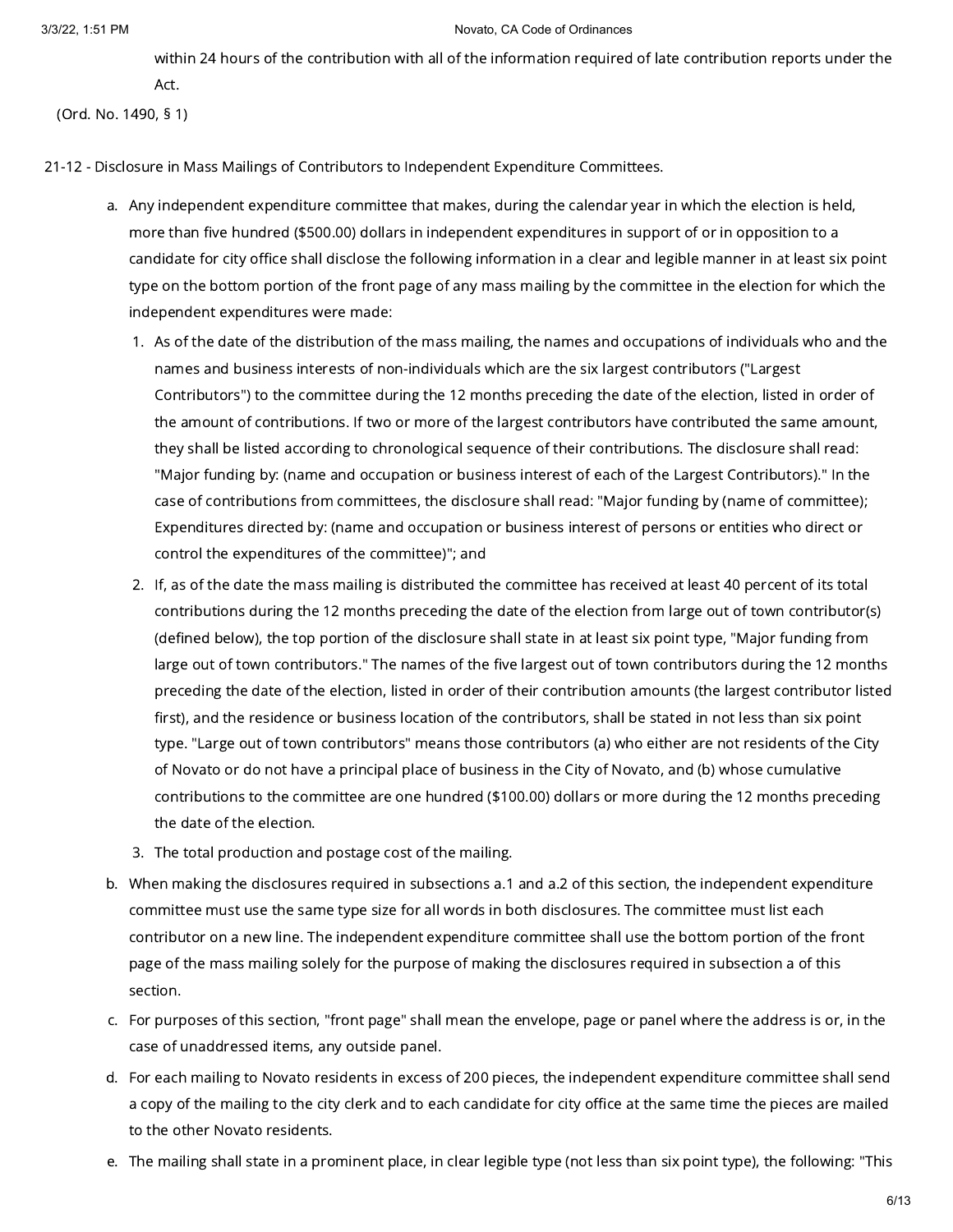within 24 hours of the contribution with all of the information required of late contribution reports under the Act.

(Ord. No. 1490, § 1)

21-12 - Disclosure in Mass Mailings of Contributors to Independent Expenditure Committees.

a. Any independent expenditure committee that makes, during the calendar year in which the election is held, more than five hundred ($500.00) dollars in independent expenditures in support of or in opposition to a candidate for city office shall disclose the following information in a clear and legible manner in at least six point type on the bottom portion of the front page of any mass mailing by the committee in the election for which the independent expenditures were made:

   1. As of the date of the distribution of the mass mailing, the names and occupations of individuals who and the names and business interests of non-individuals which are the six largest contributors ("Largest Contributors") to the committee during the 12 months preceding the date of the election, listed in order of the amount of contributions. If two or more of the largest contributors have contributed the same amount, they shall be listed according to chronological sequence of their contributions. The disclosure shall read: "Major funding by: (name and occupation or business interest of each of the Largest Contributors)." In the case of contributions from committees, the disclosure shall read: "Major funding by (name of committee); Expenditures directed by: (name and occupation or business interest of persons or entities who direct or control the expenditures of the committee)"; and
   2. If, as of the date the mass mailing is distributed the committee has received at least 40 percent of its total contributions during the 12 months preceding the date of the election from large out of town contributor(s) (defined below), the top portion of the disclosure shall state in at least six point type, "Major funding from large out of town contributors." The names of the five largest out of town contributors during the 12 months preceding the date of the election, listed in order of their contribution amounts (the largest contributor listed first), and the residence or business location of the contributors, shall be stated in not less than six point type. "Large out of town contributors" means those contributors (a) who either are not residents of the City of Novato or do not have a principal place of business in the City of Novato, and (b) whose cumulative contributions to the committee are one hundred ($100.00) dollars or more during the 12 months preceding the date of the election.
   3. The total production and postage cost of the mailing.

b. When making the disclosures required in subsections a.1 and a.2 of this section, the independent expenditure committee must use the same type size for all words in both disclosures. The committee must list each contributor on a new line. The independent expenditure committee shall use the bottom portion of the front page of the mass mailing solely for the purpose of making the disclosures required in subsection a of this section.

c. For purposes of this section, "front page" shall mean the envelope, page or panel where the address is or, in the case of unaddressed items, any outside panel.

d. For each mailing to Novato residents in excess of 200 pieces, the independent expenditure committee shall send a copy of the mailing to the city clerk and to each candidate for city office at the same time the pieces are mailed to the other Novato residents.

e. The mailing shall state in a prominent place, in clear legible type (not less than six point type), the following: "This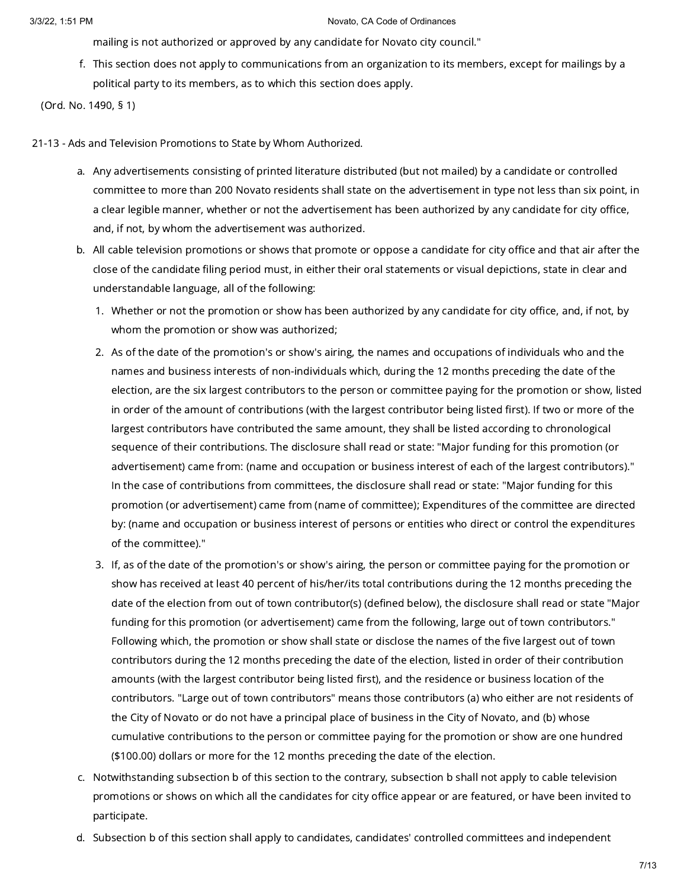mailing is not authorized or approved by any candidate for Novato city council."

f. This section does not apply to communications from an organization to its members, except for mailings by a political party to its members, as to which this section does apply.

(Ord. No. 1490, § 1)

21-13 - Ads and Television Promotions to State by Whom Authorized.

a. Any advertisements consisting of printed literature distributed (but not mailed) by a candidate or controlled committee to more than 200 Novato residents shall state on the advertisement in type not less than six point, in a clear legible manner, whether or not the advertisement has been authorized by any candidate for city office, and, if not, by whom the advertisement was authorized.

b. All cable television promotions or shows that promote or oppose a candidate for city office and that air after the close of the candidate filing period must, in either their oral statements or visual depictions, state in clear and understandable language, all of the following:

1. Whether or not the promotion or show has been authorized by any candidate for city office, and, if not, by whom the promotion or show was authorized;

2. As of the date of the promotion's or show's airing, the names and occupations of individuals who and the names and business interests of non-individuals which, during the 12 months preceding the date of the election, are the six largest contributors to the person or committee paying for the promotion or show, listed in order of the amount of contributions (with the largest contributor being listed first). If two or more of the largest contributors have contributed the same amount, they shall be listed according to chronological sequence of their contributions. The disclosure shall read or state: "Major funding for this promotion (or advertisement) came from: (name and occupation or business interest of each of the largest contributors)." In the case of contributions from committees, the disclosure shall read or state: "Major funding for this promotion (or advertisement) came from (name of committee); Expenditures of the committee are directed by: (name and occupation or business interest of persons or entities who direct or control the expenditures of the committee)."

3. If, as of the date of the promotion's or show's airing, the person or committee paying for the promotion or show has received at least 40 percent of his/her/its total contributions during the 12 months preceding the date of the election from out of town contributor(s) (defined below), the disclosure shall read or state "Major funding for this promotion (or advertisement) came from the following, large out of town contributors." Following which, the promotion or show shall state or disclose the names of the five largest out of town contributors during the 12 months preceding the date of the election, listed in order of their contribution amounts (with the largest contributor being listed first), and the residence or business location of the contributors. "Large out of town contributors" means those contributors (a) who either are not residents of the City of Novato or do not have a principal place of business in the City of Novato, and (b) whose cumulative contributions to the person or committee paying for the promotion or show are one hundred ($100.00) dollars or more for the 12 months preceding the date of the election.

c. Notwithstanding subsection b of this section to the contrary, subsection b shall not apply to cable television promotions or shows on which all the candidates for city office appear or are featured, or have been invited to participate.

d. Subsection b of this section shall apply to candidates, candidates' controlled committees and independent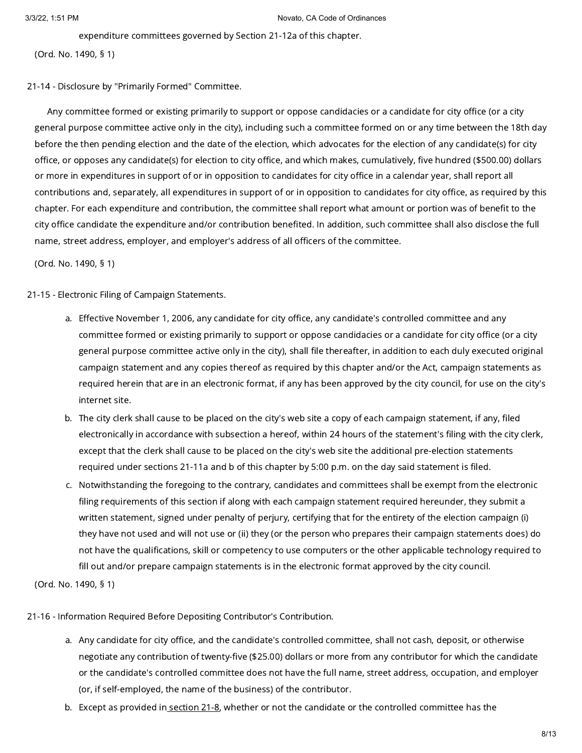expenditure committees governed by Section 21-12a of this chapter.

(Ord. No. 1490, § 1)

## 21-14 - Disclosure by "Primarily Formed" Committee.

Any committee formed or existing primarily to support or oppose candidacies or a candidate for city office (or a city general purpose committee active only in the city), including such a committee formed on or any time between the 18th day before the then pending election and the date of the election, which advocates for the election of any candidate(s) for city office, or opposes any candidate(s) for election to city office, and which makes, cumulatively, five hundred ($500.00) dollars or more in expenditures in support of or in opposition to candidates for city office in a calendar year, shall report all contributions and, separately, all expenditures in support of or in opposition to candidates for city office, as required by this chapter. For each expenditure and contribution, the committee shall report what amount or portion was of benefit to the city office candidate the expenditure and/or contribution benefited. In addition, such committee shall also disclose the full name, street address, employer, and employer's address of all officers of the committee.

(Ord. No. 1490, § 1)

## 21-15 - Electronic Filing of Campaign Statements.

a. Effective November 1, 2006, any candidate for city office, any candidate's controlled committee and any committee formed or existing primarily to support or oppose candidacies or a candidate for city office (or a city general purpose committee active only in the city), shall file thereafter, in addition to each duly executed original campaign statement and any copies thereof as required by this chapter and/or the Act, campaign statements as required herein that are in an electronic format, if any has been approved by the city council, for use on the city's internet site.
b. The city clerk shall cause to be placed on the city's web site a copy of each campaign statement, if any, filed electronically in accordance with subsection a hereof, within 24 hours of the statement's filing with the city clerk, except that the clerk shall cause to be placed on the city's web site the additional pre-election statements required under sections 21-11a and b of this chapter by 5:00 p.m. on the day said statement is filed.
c. Notwithstanding the foregoing to the contrary, candidates and committees shall be exempt from the electronic filing requirements of this section if along with each campaign statement required hereunder, they submit a written statement, signed under penalty of perjury, certifying that for the entirety of the election campaign (i) they have not used and will not use or (ii) they (or the person who prepares their campaign statements does) do not have the qualifications, skill or competency to use computers or the other applicable technology required to fill out and/or prepare campaign statements is in the electronic format approved by the city council.

(Ord. No. 1490, § 1)

## 21-16 - Information Required Before Depositing Contributor's Contribution.

a. Any candidate for city office, and the candidate's controlled committee, shall not cash, deposit, or otherwise negotiate any contribution of twenty-five ($25.00) dollars or more from any contributor for which the candidate or the candidate's controlled committee does not have the full name, street address, occupation, and employer (or, if self-employed, the name of the business) of the contributor.
b. Except as provided in section 21-8, whether or not the candidate or the controlled committee has the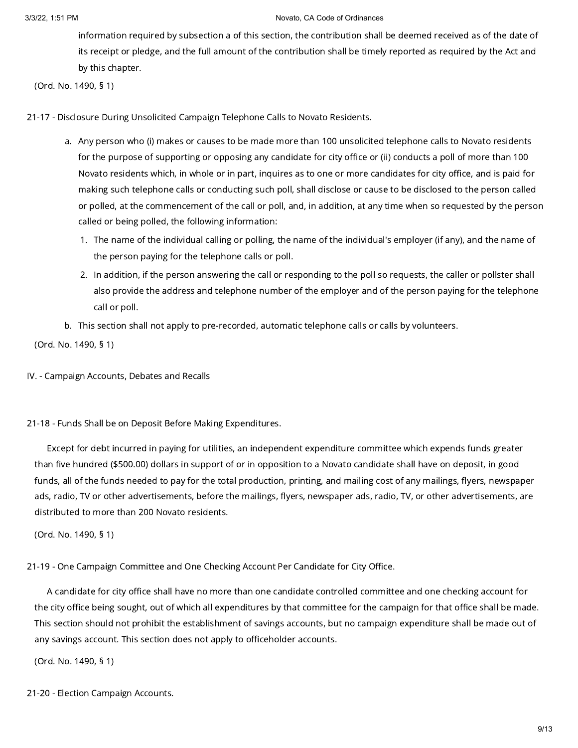information required by subsection a of this section, the contribution shall be deemed received as of the date of its receipt or pledge, and the full amount of the contribution shall be timely reported as required by the Act and by this chapter.

(Ord. No. 1490, § 1)

21-17 - Disclosure During Unsolicited Campaign Telephone Calls to Novato Residents.

a. Any person who (i) makes or causes to be made more than 100 unsolicited telephone calls to Novato residents for the purpose of supporting or opposing any candidate for city office or (ii) conducts a poll of more than 100 Novato residents which, in whole or in part, inquires as to one or more candidates for city office, and is paid for making such telephone calls or conducting such poll, shall disclose or cause to be disclosed to the person called or polled, at the commencement of the call or poll, and, in addition, at any time when so requested by the person called or being polled, the following information:
    1. The name of the individual calling or polling, the name of the individual's employer (if any), and the name of the person paying for the telephone calls or poll.
    2. In addition, if the person answering the call or responding to the poll so requests, the caller or pollster shall also provide the address and telephone number of the employer and of the person paying for the telephone call or poll.
b. This section shall not apply to pre-recorded, automatic telephone calls or calls by volunteers.

(Ord. No. 1490, § 1)

IV. - Campaign Accounts, Debates and Recalls

21-18 - Funds Shall be on Deposit Before Making Expenditures.

Except for debt incurred in paying for utilities, an independent expenditure committee which expends funds greater than five hundred ($500.00) dollars in support of or in opposition to a Novato candidate shall have on deposit, in good funds, all of the funds needed to pay for the total production, printing, and mailing cost of any mailings, flyers, newspaper ads, radio, TV or other advertisements, before the mailings, flyers, newspaper ads, radio, TV, or other advertisements, are distributed to more than 200 Novato residents.

(Ord. No. 1490, § 1)

21-19 - One Campaign Committee and One Checking Account Per Candidate for City Office.

A candidate for city office shall have no more than one candidate controlled committee and one checking account for the city office being sought, out of which all expenditures by that committee for the campaign for that office shall be made. This section should not prohibit the establishment of savings accounts, but no campaign expenditure shall be made out of any savings account. This section does not apply to officeholder accounts.

(Ord. No. 1490, § 1)

21-20 - Election Campaign Accounts.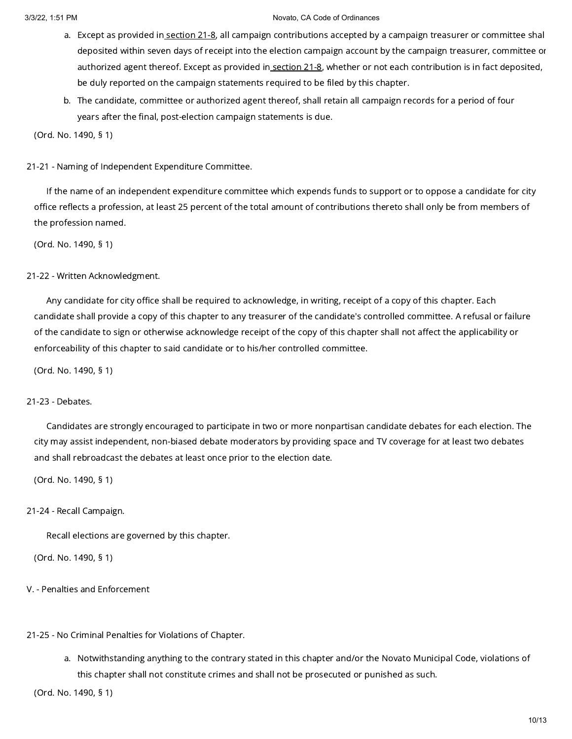a. Except as provided in section 21-8, all campaign contributions accepted by a campaign treasurer or committee shal deposited within seven days of receipt into the election campaign account by the campaign treasurer, committee or authorized agent thereof. Except as provided in section 21-8, whether or not each contribution is in fact deposited, be duly reported on the campaign statements required to be filed by this chapter.

b. The candidate, committee or authorized agent thereof, shall retain all campaign records for a period of four years after the final, post-election campaign statements is due.

(Ord. No. 1490, § 1)

### 21-21 - Naming of Independent Expenditure Committee.

If the name of an independent expenditure committee which expends funds to support or to oppose a candidate for city office reflects a profession, at least 25 percent of the total amount of contributions thereto shall only be from members of the profession named.

(Ord. No. 1490, § 1)

### 21-22 - Written Acknowledgment.

Any candidate for city office shall be required to acknowledge, in writing, receipt of a copy of this chapter. Each candidate shall provide a copy of this chapter to any treasurer of the candidate's controlled committee. A refusal or failure of the candidate to sign or otherwise acknowledge receipt of the copy of this chapter shall not affect the applicability or enforceability of this chapter to said candidate or to his/her controlled committee.

(Ord. No. 1490, § 1)

### 21-23 - Debates.

Candidates are strongly encouraged to participate in two or more nonpartisan candidate debates for each election. The city may assist independent, non-biased debate moderators by providing space and TV coverage for at least two debates and shall rebroadcast the debates at least once prior to the election date.

(Ord. No. 1490, § 1)

### 21-24 - Recall Campaign.

Recall elections are governed by this chapter.

(Ord. No. 1490, § 1)

## V. - Penalties and Enforcement

### 21-25 - No Criminal Penalties for Violations of Chapter.

a. Notwithstanding anything to the contrary stated in this chapter and/or the Novato Municipal Code, violations of this chapter shall not constitute crimes and shall not be prosecuted or punished as such.

(Ord. No. 1490, § 1)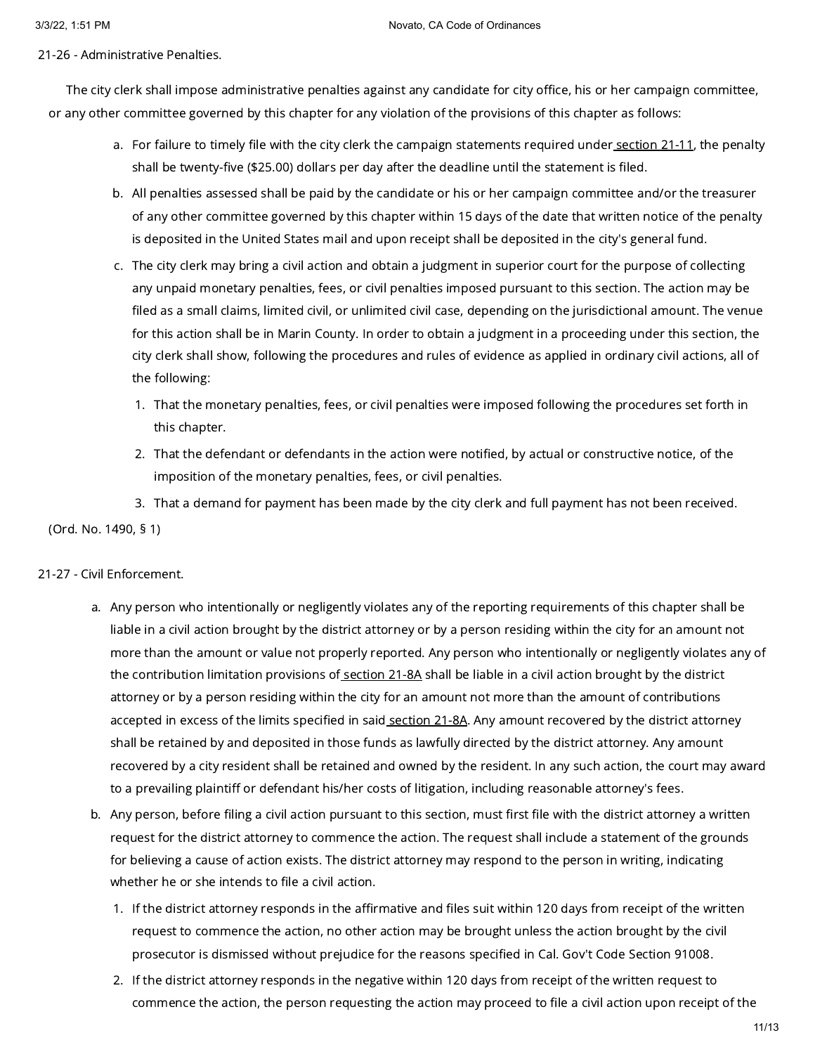## 21-26 - Administrative Penalties.

The city clerk shall impose administrative penalties against any candidate for city office, his or her campaign committee, or any other committee governed by this chapter for any violation of the provisions of this chapter as follows:

a. For failure to timely file with the city clerk the campaign statements required under section 21-11, the penalty shall be twenty-five ($25.00) dollars per day after the deadline until the statement is filed.

b. All penalties assessed shall be paid by the candidate or his or her campaign committee and/or the treasurer of any other committee governed by this chapter within 15 days of the date that written notice of the penalty is deposited in the United States mail and upon receipt shall be deposited in the city's general fund.

c. The city clerk may bring a civil action and obtain a judgment in superior court for the purpose of collecting any unpaid monetary penalties, fees, or civil penalties imposed pursuant to this section. The action may be filed as a small claims, limited civil, or unlimited civil case, depending on the jurisdictional amount. The venue for this action shall be in Marin County. In order to obtain a judgment in a proceeding under this section, the city clerk shall show, following the procedures and rules of evidence as applied in ordinary civil actions, all of the following:

   1. That the monetary penalties, fees, or civil penalties were imposed following the procedures set forth in this chapter.
   2. That the defendant or defendants in the action were notified, by actual or constructive notice, of the imposition of the monetary penalties, fees, or civil penalties.
   3. That a demand for payment has been made by the city clerk and full payment has not been received.

(Ord. No. 1490, § 1)

## 21-27 - Civil Enforcement.

a. Any person who intentionally or negligently violates any of the reporting requirements of this chapter shall be liable in a civil action brought by the district attorney or by a person residing within the city for an amount not more than the amount or value not properly reported. Any person who intentionally or negligently violates any of the contribution limitation provisions of section 21-8A shall be liable in a civil action brought by the district attorney or by a person residing within the city for an amount not more than the amount of contributions accepted in excess of the limits specified in said section 21-8A. Any amount recovered by the district attorney shall be retained by and deposited in those funds as lawfully directed by the district attorney. Any amount recovered by a city resident shall be retained and owned by the resident. In any such action, the court may award to a prevailing plaintiff or defendant his/her costs of litigation, including reasonable attorney's fees.

b. Any person, before filing a civil action pursuant to this section, must first file with the district attorney a written request for the district attorney to commence the action. The request shall include a statement of the grounds for believing a cause of action exists. The district attorney may respond to the person in writing, indicating whether he or she intends to file a civil action.

   1. If the district attorney responds in the affirmative and files suit within 120 days from receipt of the written request to commence the action, no other action may be brought unless the action brought by the civil prosecutor is dismissed without prejudice for the reasons specified in Cal. Gov't Code Section 91008.
   2. If the district attorney responds in the negative within 120 days from receipt of the written request to commence the action, the person requesting the action may proceed to file a civil action upon receipt of the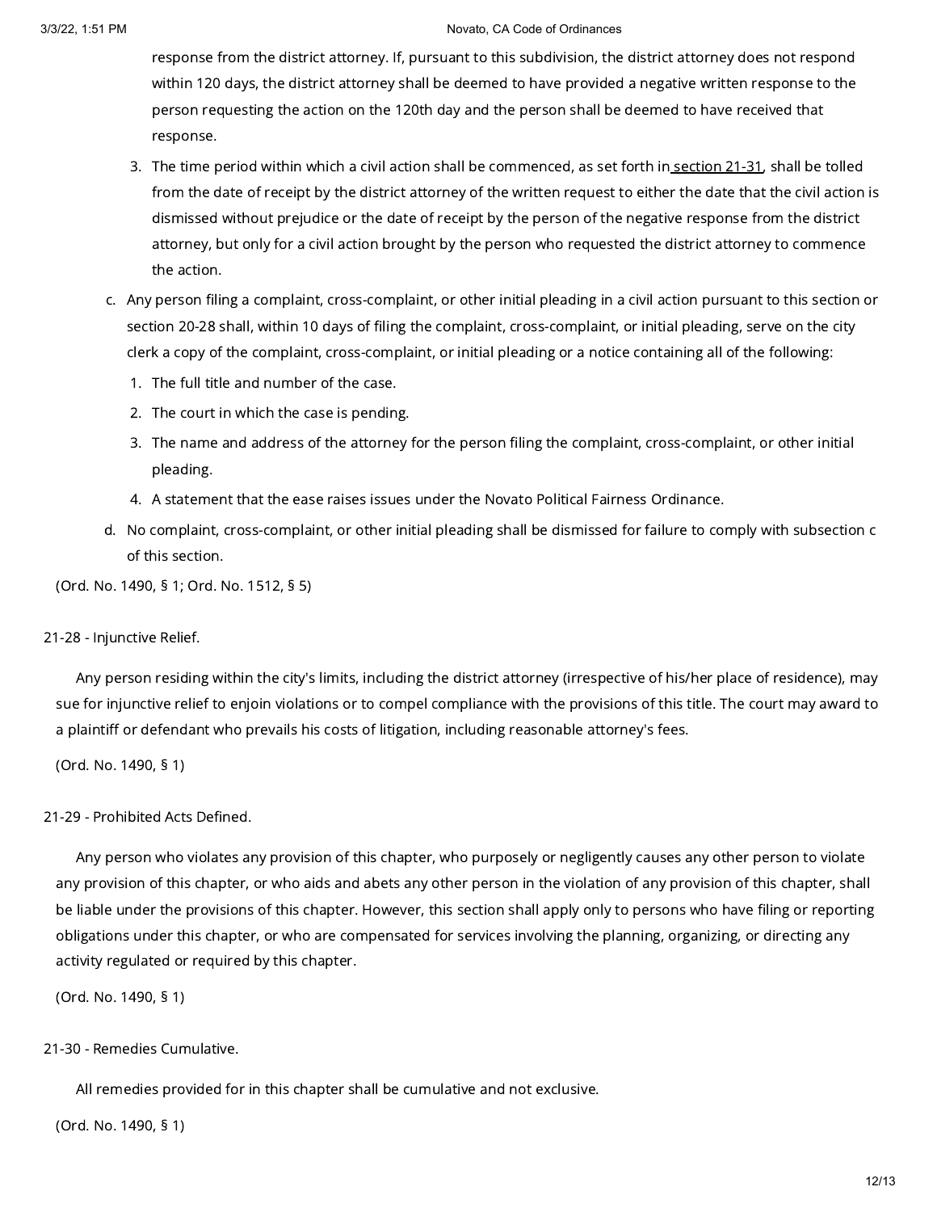response from the district attorney. If, pursuant to this subdivision, the district attorney does not respond within 120 days, the district attorney shall be deemed to have provided a negative written response to the person requesting the action on the 120th day and the person shall be deemed to have received that response.

3. The time period within which a civil action shall be commenced, as set forth in section 21-31, shall be tolled from the date of receipt by the district attorney of the written request to either the date that the civil action is dismissed without prejudice or the date of receipt by the person of the negative response from the district attorney, but only for a civil action brought by the person who requested the district attorney to commence the action.

c. Any person filing a complaint, cross-complaint, or other initial pleading in a civil action pursuant to this section or section 20-28 shall, within 10 days of filing the complaint, cross-complaint, or initial pleading, serve on the city clerk a copy of the complaint, cross-complaint, or initial pleading or a notice containing all of the following:

1. The full title and number of the case.
2. The court in which the case is pending.
3. The name and address of the attorney for the person filing the complaint, cross-complaint, or other initial pleading.
4. A statement that the ease raises issues under the Novato Political Fairness Ordinance.

d. No complaint, cross-complaint, or other initial pleading shall be dismissed for failure to comply with subsection c of this section.

(Ord. No. 1490, § 1; Ord. No. 1512, § 5)

21-28 - Injunctive Relief.

Any person residing within the city's limits, including the district attorney (irrespective of his/her place of residence), may sue for injunctive relief to enjoin violations or to compel compliance with the provisions of this title. The court may award to a plaintiff or defendant who prevails his costs of litigation, including reasonable attorney's fees.

(Ord. No. 1490, § 1)

21-29 - Prohibited Acts Defined.

Any person who violates any provision of this chapter, who purposely or negligently causes any other person to violate any provision of this chapter, or who aids and abets any other person in the violation of any provision of this chapter, shall be liable under the provisions of this chapter. However, this section shall apply only to persons who have filing or reporting obligations under this chapter, or who are compensated for services involving the planning, organizing, or directing any activity regulated or required by this chapter.

(Ord. No. 1490, § 1)

21-30 - Remedies Cumulative.

All remedies provided for in this chapter shall be cumulative and not exclusive.

(Ord. No. 1490, § 1)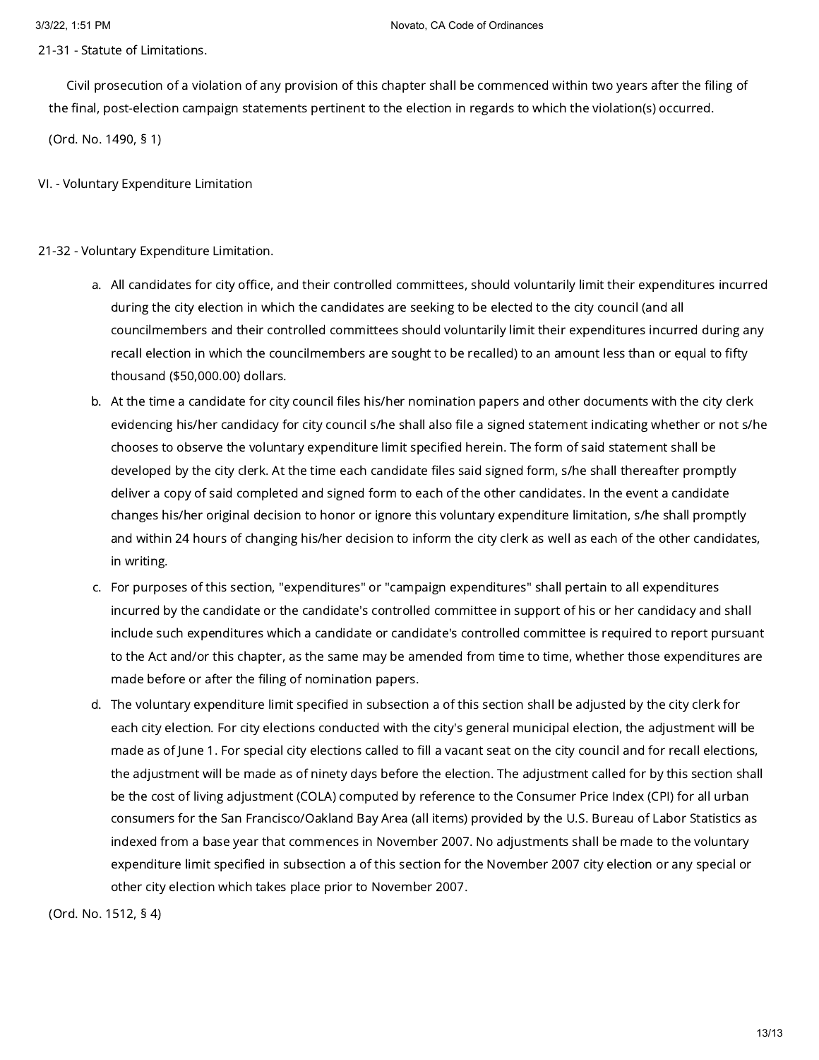## 21-31 - Statute of Limitations.

Civil prosecution of a violation of any provision of this chapter shall be commenced within two years after the filing of the final, post-election campaign statements pertinent to the election in regards to which the violation(s) occurred.

(Ord. No. 1490, § 1)

# VI. - Voluntary Expenditure Limitation

## 21-32 - Voluntary Expenditure Limitation.

a. All candidates for city office, and their controlled committees, should voluntarily limit their expenditures incurred during the city election in which the candidates are seeking to be elected to the city council (and all councilmembers and their controlled committees should voluntarily limit their expenditures incurred during any recall election in which the councilmembers are sought to be recalled) to an amount less than or equal to fifty thousand ($50,000.00) dollars.

b. At the time a candidate for city council files his/her nomination papers and other documents with the city clerk evidencing his/her candidacy for city council s/he shall also file a signed statement indicating whether or not s/he chooses to observe the voluntary expenditure limit specified herein. The form of said statement shall be developed by the city clerk. At the time each candidate files said signed form, s/he shall thereafter promptly deliver a copy of said completed and signed form to each of the other candidates. In the event a candidate changes his/her original decision to honor or ignore this voluntary expenditure limitation, s/he shall promptly and within 24 hours of changing his/her decision to inform the city clerk as well as each of the other candidates, in writing.

c. For purposes of this section, "expenditures" or "campaign expenditures" shall pertain to all expenditures incurred by the candidate or the candidate's controlled committee in support of his or her candidacy and shall include such expenditures which a candidate or candidate's controlled committee is required to report pursuant to the Act and/or this chapter, as the same may be amended from time to time, whether those expenditures are made before or after the filing of nomination papers.

d. The voluntary expenditure limit specified in subsection a of this section shall be adjusted by the city clerk for each city election. For city elections conducted with the city's general municipal election, the adjustment will be made as of June 1. For special city elections called to fill a vacant seat on the city council and for recall elections, the adjustment will be made as of ninety days before the election. The adjustment called for by this section shall be the cost of living adjustment (COLA) computed by reference to the Consumer Price Index (CPI) for all urban consumers for the San Francisco/Oakland Bay Area (all items) provided by the U.S. Bureau of Labor Statistics as indexed from a base year that commences in November 2007. No adjustments shall be made to the voluntary expenditure limit specified in subsection a of this section for the November 2007 city election or any special or other city election which takes place prior to November 2007.

(Ord. No. 1512, § 4)